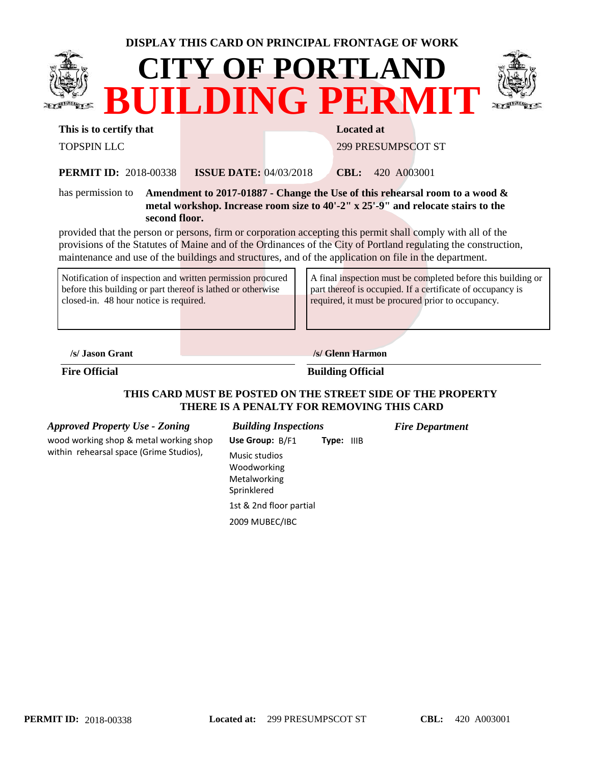**DISPLAY THIS CARD ON PRINCIPAL FRONTAGE OF WORK**

# CITY OF PORTLAND

# BUILDING PERMIT

**This is to certify that**

TOPSPIN LLC

**Located at**

299 PRESUMPSCOT ST

**PERMIT ID:** 2018-00338 **ISSUE DATE:** 04/03/2018 **CBL:** 420 A003001

has permission to **Amendment to 2017-01887 - Change the Use of this rehearsal room to a wood & metal workshop. Increase room size to 40'-2" x 25'-9" and relocate stairs to the second floor.**

provided that the person or persons, firm or corporation accepting this permit shall comply with all of the provisions of the Statutes of Maine and of the Ordinances of the City of Portland regulating the construction, maintenance and use of the buildings and structures, and of the application on file in the department.

| Notification of inspection and written permission procured before this building or part thereof is lathed or otherwise closed-in. 48 hour notice is required. | A final inspection must be completed before this building or part thereof is occupied. If a certificate of occupancy is required, it must be procured prior to occupancy. |
|---|---|

/s/ Jason Grant
**Fire Official**

/s/ Glenn Harmon
**Building Official**

**THIS CARD MUST BE POSTED ON THE STREET SIDE OF THE PROPERTY**
**THERE IS A PENALTY FOR REMOVING THIS CARD**

| *Approved Property Use - Zoning* | *Building Inspections* | *Fire Department* |
|---|---|---|
| wood working shop & metal working shop within rehearsal space (Grime Studios), | **Use Group:** B/F1 **Type:** IIIB<br>Music studios<br>Woodworking<br>Metalworking<br>Sprinklered<br>1st & 2nd floor partial<br>2009 MUBEC/IBC | |

**PERMIT ID:** 2018-00338 **Located at:** 299 PRESUMPSCOT ST **CBL:** 420 A003001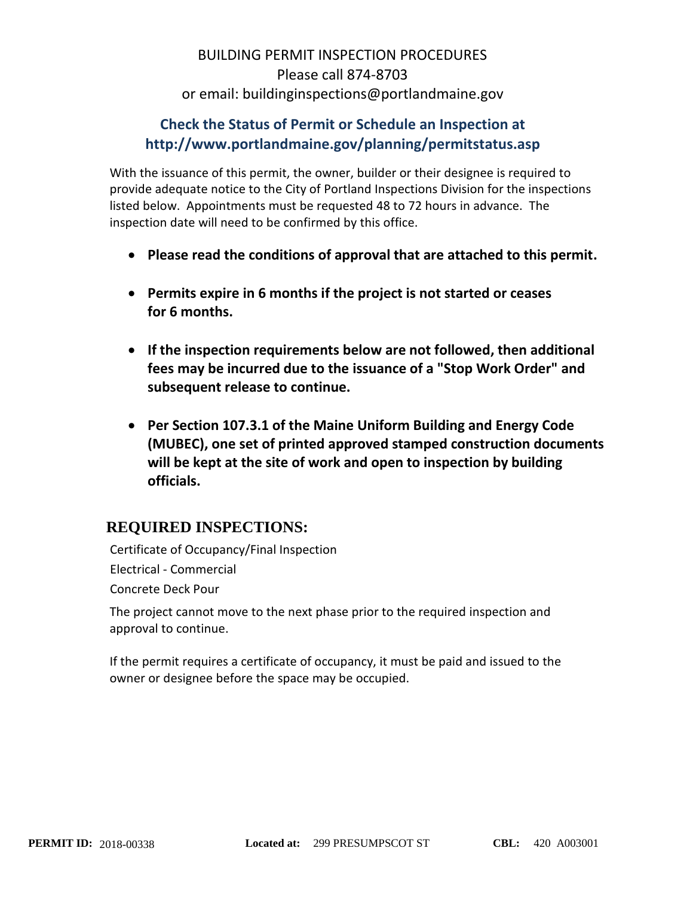# BUILDING PERMIT INSPECTION PROCEDURES

Please call 874-8703
or email: buildinginspections@portlandmaine.gov

## Check the Status of Permit or Schedule an Inspection at http://www.portlandmaine.gov/planning/permitstatus.asp

With the issuance of this permit, the owner, builder or their designee is required to provide adequate notice to the City of Portland Inspections Division for the inspections listed below. Appointments must be requested 48 to 72 hours in advance. The inspection date will need to be confirmed by this office.

- **Please read the conditions of approval that are attached to this permit.**
- **Permits expire in 6 months if the project is not started or ceases for 6 months.**
- **If the inspection requirements below are not followed, then additional fees may be incurred due to the issuance of a "Stop Work Order" and subsequent release to continue.**
- **Per Section 107.3.1 of the Maine Uniform Building and Energy Code (MUBEC), one set of printed approved stamped construction documents will be kept at the site of work and open to inspection by building officials.**

## REQUIRED INSPECTIONS:

Certificate of Occupancy/Final Inspection
Electrical - Commercial
Concrete Deck Pour

The project cannot move to the next phase prior to the required inspection and approval to continue.

If the permit requires a certificate of occupancy, it must be paid and issued to the owner or designee before the space may be occupied.

**PERMIT ID:** 2018-00338 **Located at:** 299 PRESUMPSCOT ST **CBL:** 420 A003001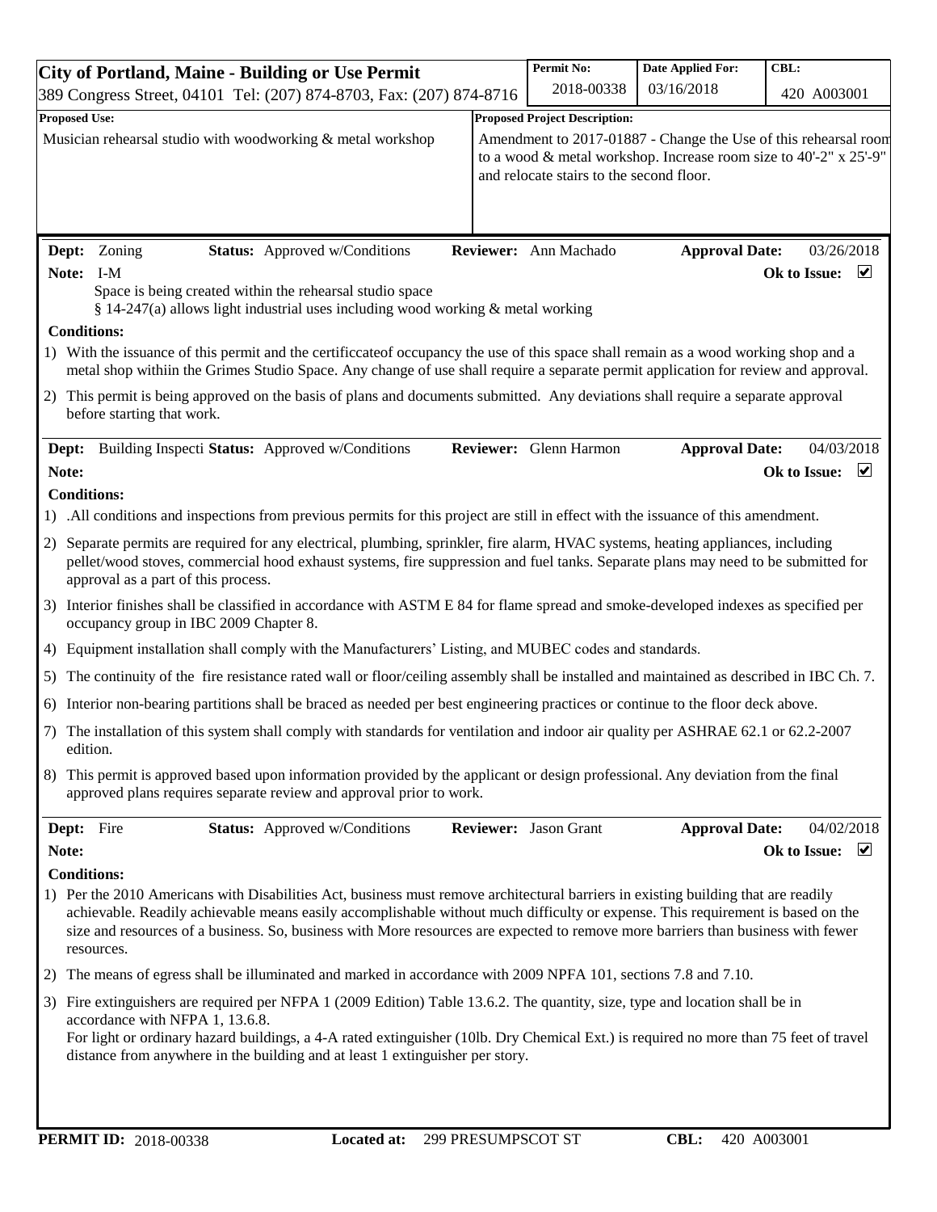# City of Portland, Maine - Building or Use Permit

389 Congress Street, 04101 Tel: (207) 874-8703, Fax: (207) 874-8716

| Permit No: | Date Applied For: | CBL: |
|---|---|---|
| 2018-00338 | 03/16/2018 | 420 A003001 |

**Proposed Use:**

Musician rehearsal studio with woodworking & metal workshop

**Proposed Project Description:**

Amendment to 2017-01887 - Change the Use of this rehearsal room to a wood & metal workshop. Increase room size to 40'-2" x 25'-9" and relocate stairs to the second floor.

---

**Dept:** Zoning **Status:** Approved w/Conditions **Reviewer:** Ann Machado **Approval Date:** 03/26/2018

**Note:** I-M **Ok to Issue:** ☑

Space is being created within the rehearsal studio space

§ 14-247(a) allows light industrial uses including wood working & metal working

**Conditions:**

1) With the issuance of this permit and the certificcateof occupancy the use of this space shall remain as a wood working shop and a metal shop withiin the Grimes Studio Space. Any change of use shall require a separate permit application for review and approval.

2) This permit is being approved on the basis of plans and documents submitted. Any deviations shall require a separate approval before starting that work.

---

**Dept:** Building Inspecti **Status:** Approved w/Conditions **Reviewer:** Glenn Harmon **Approval Date:** 04/03/2018

**Note:** **Ok to Issue:** ☑

**Conditions:**

1) .All conditions and inspections from previous permits for this project are still in effect with the issuance of this amendment.

2) Separate permits are required for any electrical, plumbing, sprinkler, fire alarm, HVAC systems, heating appliances, including pellet/wood stoves, commercial hood exhaust systems, fire suppression and fuel tanks. Separate plans may need to be submitted for approval as a part of this process.

3) Interior finishes shall be classified in accordance with ASTM E 84 for flame spread and smoke-developed indexes as specified per occupancy group in IBC 2009 Chapter 8.

4) Equipment installation shall comply with the Manufacturers' Listing, and MUBEC codes and standards.

5) The continuity of the fire resistance rated wall or floor/ceiling assembly shall be installed and maintained as described in IBC Ch. 7.

6) Interior non-bearing partitions shall be braced as needed per best engineering practices or continue to the floor deck above.

7) The installation of this system shall comply with standards for ventilation and indoor air quality per ASHRAE 62.1 or 62.2-2007 edition.

8) This permit is approved based upon information provided by the applicant or design professional. Any deviation from the final approved plans requires separate review and approval prior to work.

---

**Dept:** Fire **Status:** Approved w/Conditions **Reviewer:** Jason Grant **Approval Date:** 04/02/2018

**Note:** **Ok to Issue:** ☑

**Conditions:**

1) Per the 2010 Americans with Disabilities Act, business must remove architectural barriers in existing building that are readily achievable. Readily achievable means easily accomplishable without much difficulty or expense. This requirement is based on the size and resources of a business. So, business with More resources are expected to remove more barriers than business with fewer resources.

2) The means of egress shall be illuminated and marked in accordance with 2009 NPFA 101, sections 7.8 and 7.10.

3) Fire extinguishers are required per NFPA 1 (2009 Edition) Table 13.6.2. The quantity, size, type and location shall be in accordance with NFPA 1, 13.6.8.
For light or ordinary hazard buildings, a 4-A rated extinguisher (10lb. Dry Chemical Ext.) is required no more than 75 feet of travel distance from anywhere in the building and at least 1 extinguisher per story.

---

**PERMIT ID:** 2018-00338 **Located at:** 299 PRESUMPSCOT ST **CBL:** 420 A003001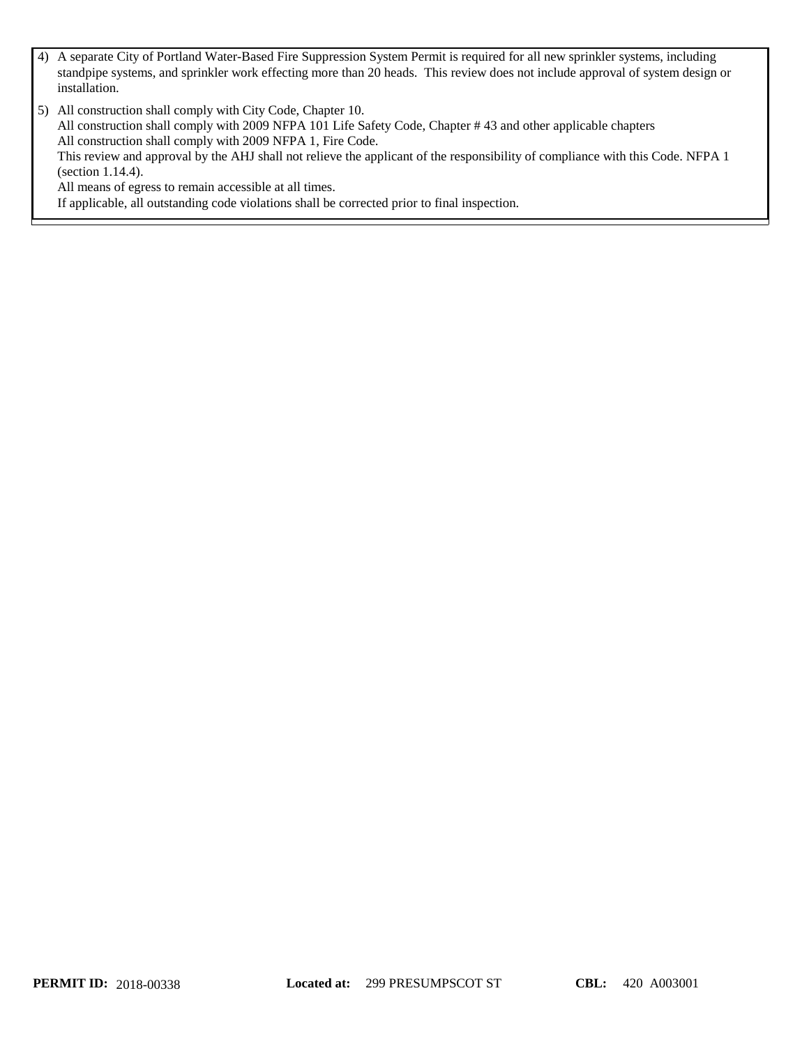4) A separate City of Portland Water-Based Fire Suppression System Permit is required for all new sprinkler systems, including standpipe systems, and sprinkler work effecting more than 20 heads. This review does not include approval of system design or installation.

5) All construction shall comply with City Code, Chapter 10.
All construction shall comply with 2009 NFPA 101 Life Safety Code, Chapter # 43 and other applicable chapters
All construction shall comply with 2009 NFPA 1, Fire Code.
This review and approval by the AHJ shall not relieve the applicant of the responsibility of compliance with this Code. NFPA 1 (section 1.14.4).
All means of egress to remain accessible at all times.
If applicable, all outstanding code violations shall be corrected prior to final inspection.

**PERMIT ID:** 2018-00338 **Located at:** 299 PRESUMPSCOT ST **CBL:** 420 A003001